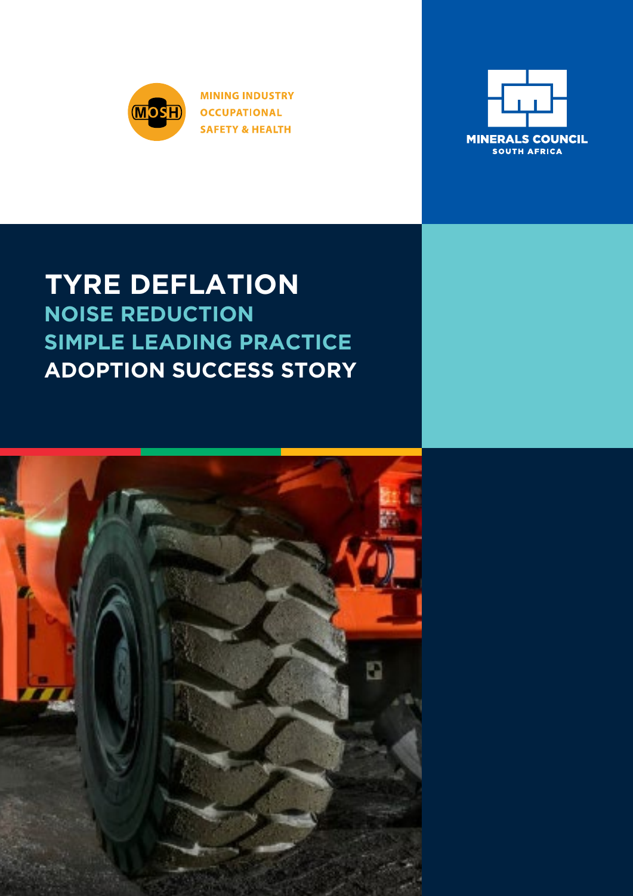MINING INDUSTRY OCCUPATIONAL SAFETY & HEALTH

MINERALS COUNCIL SOUTH AFRICA

# TYRE DEFLATION

## NOISE REDUCTION

## SIMPLE LEADING PRACTICE

## ADOPTION SUCCESS STORY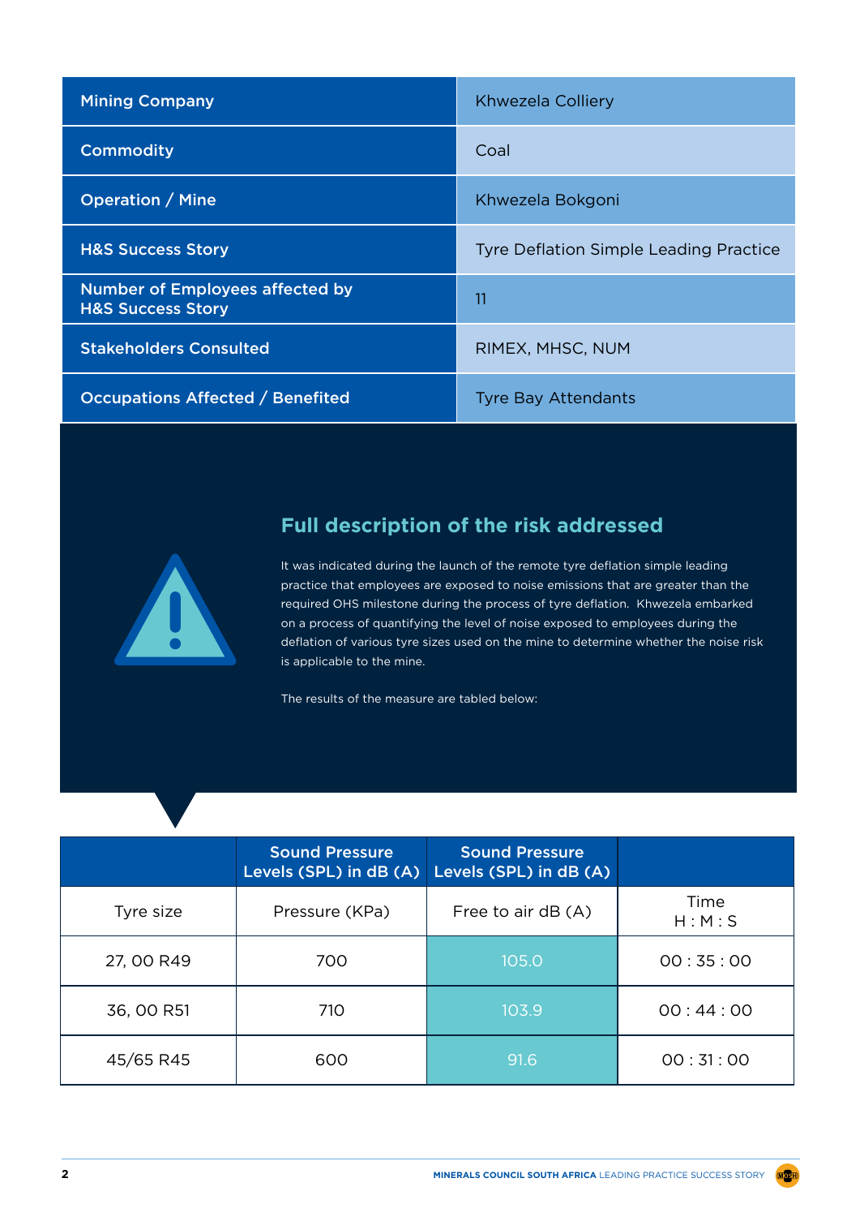| Mining Company | Khwezela Colliery |
|---|---|
| Commodity | Coal |
| Operation / Mine | Khwezela Bokgoni |
| H&S Success Story | Tyre Deflation Simple Leading Practice |
| Number of Employees affected by H&S Success Story | 11 |
| Stakeholders Consulted | RIMEX, MHSC, NUM |
| Occupations Affected / Benefited | Tyre Bay Attendants |

## Full description of the risk addressed

It was indicated during the launch of the remote tyre deflation simple leading practice that employees are exposed to noise emissions that are greater than the required OHS milestone during the process of tyre deflation. Khwezela embarked on a process of quantifying the level of noise exposed to employees during the deflation of various tyre sizes used on the mine to determine whether the noise risk is applicable to the mine.

The results of the measure are tabled below:

| | Sound Pressure Levels (SPL) in dB (A) | Sound Pressure Levels (SPL) in dB (A) | |
|---|---|---|---|
| Tyre size | Pressure (KPa) | Free to air dB (A) | Time H : M : S |
| 27, 00 R49 | 700 | 105.0 | 00 : 35 : 00 |
| 36, 00 R51 | 710 | 103.9 | 00 : 44 : 00 |
| 45/65 R45 | 600 | 91.6 | 00 : 31 : 00 |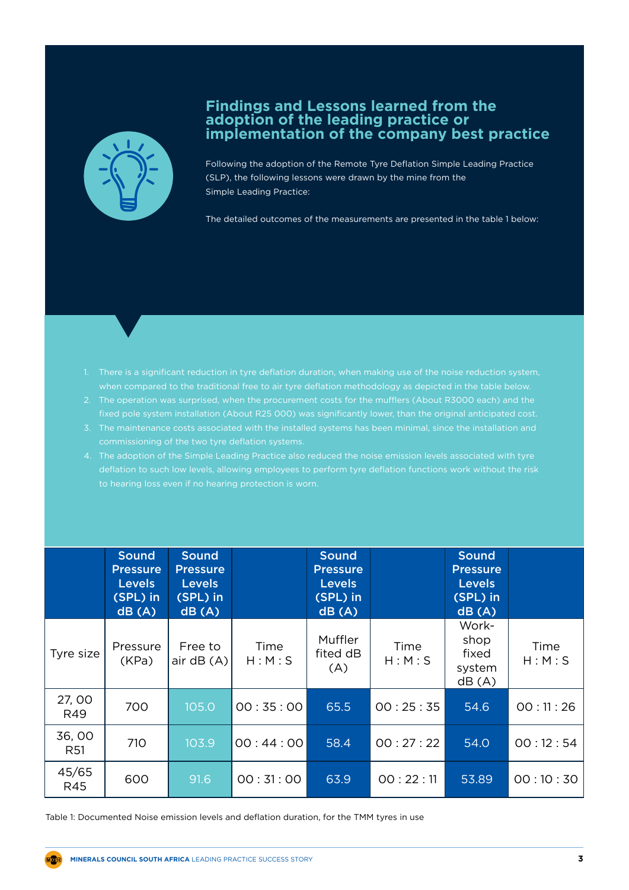## Findings and Lessons learned from the adoption of the leading practice or implementation of the company best practice

Following the adoption of the Remote Tyre Deflation Simple Leading Practice (SLP), the following lessons were drawn by the mine from the Simple Leading Practice:

The detailed outcomes of the measurements are presented in the table 1 below:

1. There is a significant reduction in tyre deflation duration, when making use of the noise reduction system, when compared to the traditional free to air tyre deflation methodology as depicted in the table below.
2. The operation was surprised, when the procurement costs for the mufflers (About R3000 each) and the fixed pole system installation (About R25 000) was significantly lower, than the original anticipated cost.
3. The maintenance costs associated with the installed systems has been minimal, since the installation and commissioning of the two tyre deflation systems.
4. The adoption of the Simple Leading Practice also reduced the noise emission levels associated with tyre deflation to such low levels, allowing employees to perform tyre deflation functions work without the risk to hearing loss even if no hearing protection is worn.

| | Sound Pressure Levels (SPL) in dB (A) | Sound Pressure Levels (SPL) in dB (A) | | Sound Pressure Levels (SPL) in dB (A) | | Sound Pressure Levels (SPL) in dB (A) | |
|---|---|---|---|---|---|---|---|
| Tyre size | Pressure (KPa) | Free to air dB (A) | Time H : M : S | Muffler fited dB (A) | Time H : M : S | Work-shop fixed system dB (A) | Time H : M : S |
| 27, 00 R49 | 700 | 105.0 | 00 : 35 : 00 | 65.5 | 00 : 25 : 35 | 54.6 | 00 : 11 : 26 |
| 36, 00 R51 | 710 | 103.9 | 00 : 44 : 00 | 58.4 | 00 : 27 : 22 | 54.0 | 00 : 12 : 54 |
| 45/65 R45 | 600 | 91.6 | 00 : 31 : 00 | 63.9 | 00 : 22 : 11 | 53.89 | 00 : 10 : 30 |

Table 1: Documented Noise emission levels and deflation duration, for the TMM tyres in use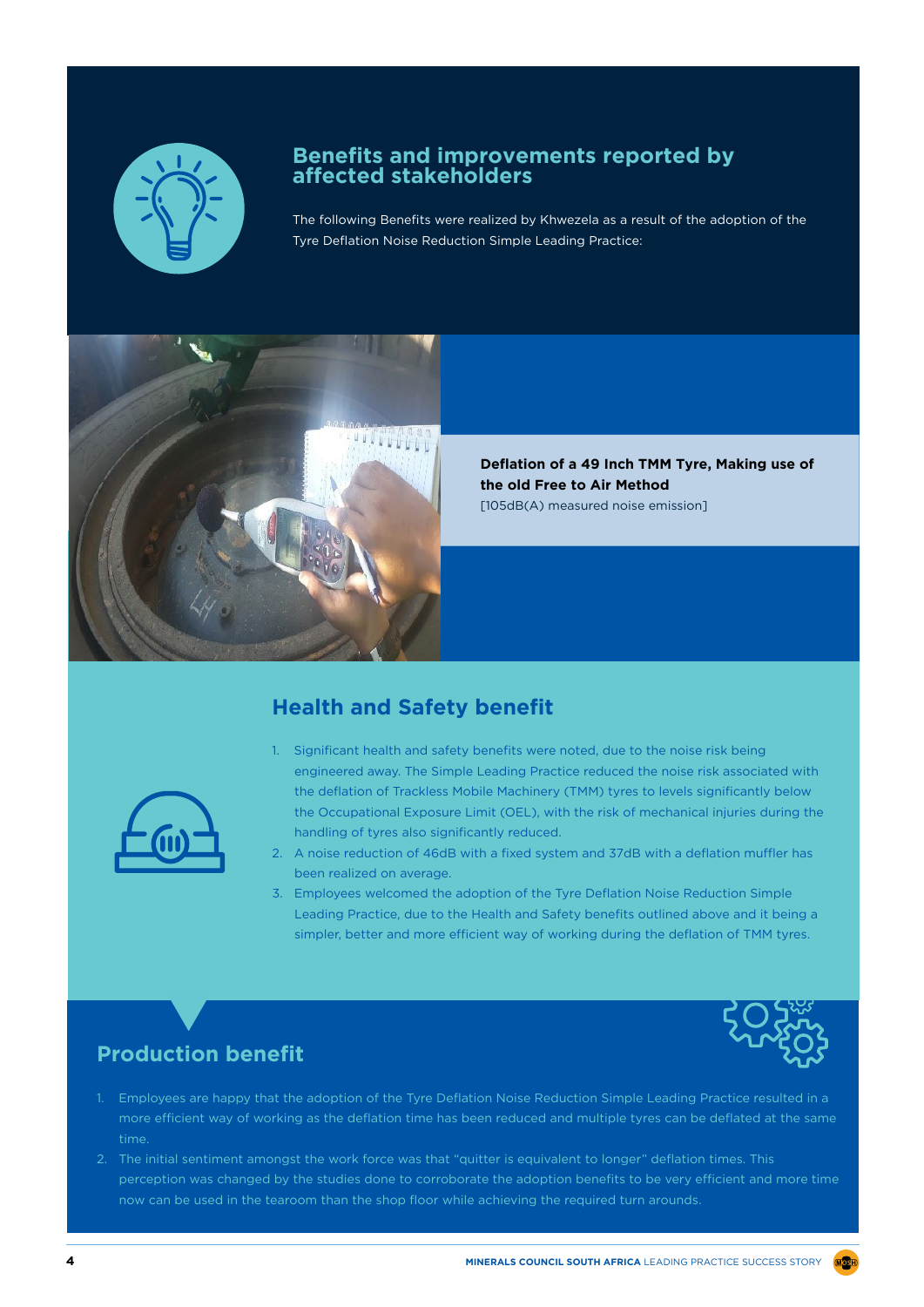## Benefits and improvements reported by affected stakeholders

The following Benefits were realized by Khwezela as a result of the adoption of the Tyre Deflation Noise Reduction Simple Leading Practice:

**Deflation of a 49 Inch TMM Tyre, Making use of the old Free to Air Method**
[105dB(A) measured noise emission]

## Health and Safety benefit

1. Significant health and safety benefits were noted, due to the noise risk being engineered away. The Simple Leading Practice reduced the noise risk associated with the deflation of Trackless Mobile Machinery (TMM) tyres to levels significantly below the Occupational Exposure Limit (OEL), with the risk of mechanical injuries during the handling of tyres also significantly reduced.
2. A noise reduction of 46dB with a fixed system and 37dB with a deflation muffler has been realized on average.
3. Employees welcomed the adoption of the Tyre Deflation Noise Reduction Simple Leading Practice, due to the Health and Safety benefits outlined above and it being a simpler, better and more efficient way of working during the deflation of TMM tyres.

## Production benefit

1. Employees are happy that the adoption of the Tyre Deflation Noise Reduction Simple Leading Practice resulted in a more efficient way of working as the deflation time has been reduced and multiple tyres can be deflated at the same time.
2. The initial sentiment amongst the work force was that "quitter is equivalent to longer" deflation times. This perception was changed by the studies done to corroborate the adoption benefits to be very efficient and more time now can be used in the tearoom than the shop floor while achieving the required turn arounds.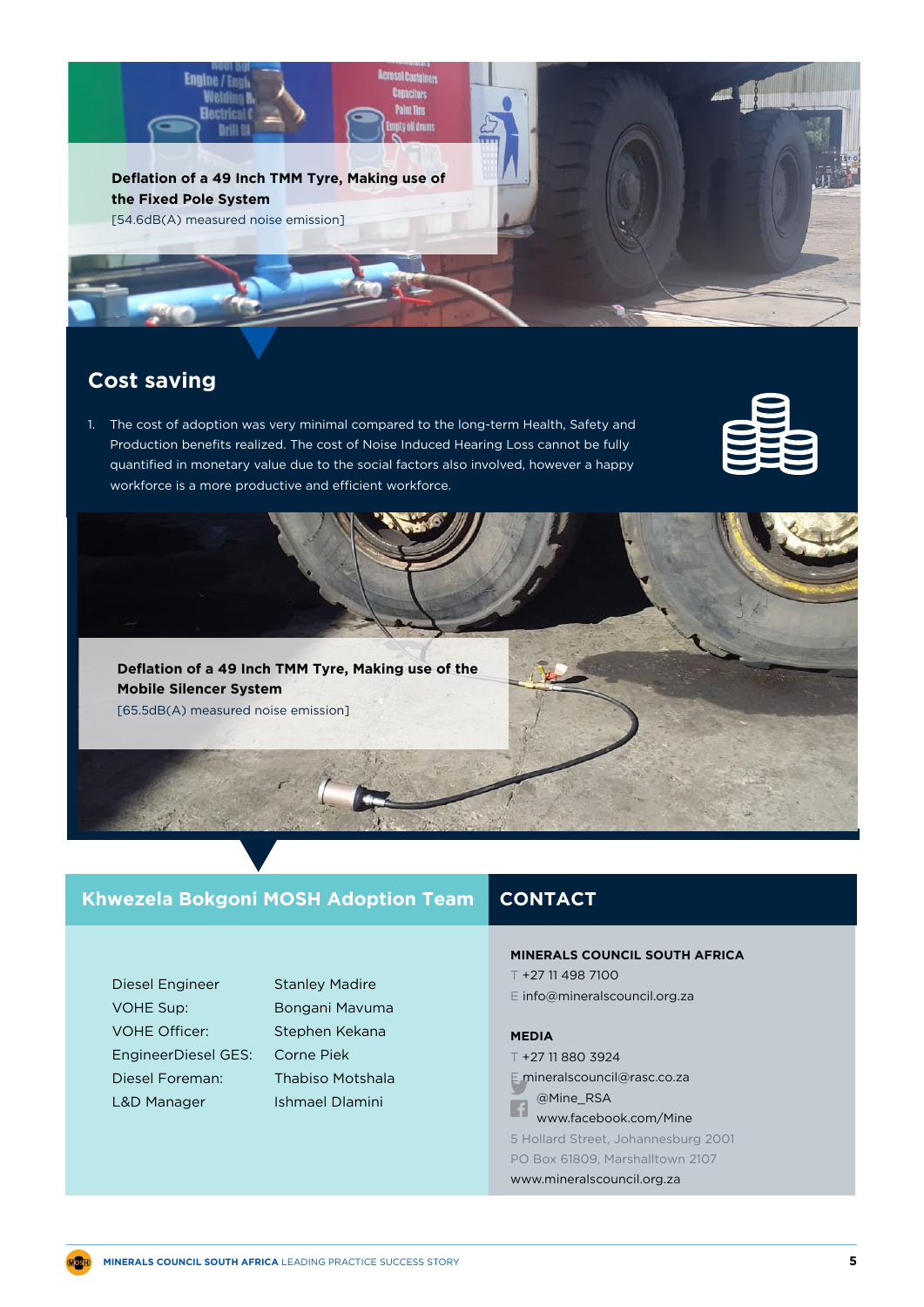**Deflation of a 49 Inch TMM Tyre, Making use of the Fixed Pole System**

[54.6dB(A) measured noise emission]

## Cost saving

1. The cost of adoption was very minimal compared to the long-term Health, Safety and Production benefits realized. The cost of Noise Induced Hearing Loss cannot be fully quantified in monetary value due to the social factors also involved, however a happy workforce is a more productive and efficient workforce.

**Deflation of a 49 Inch TMM Tyre, Making use of the Mobile Silencer System**

[65.5dB(A) measured noise emission]

## Khwezela Bokgoni MOSH Adoption Team

| | |
|---|---|
| Diesel Engineer | Stanley Madire |
| VOHE Sup: | Bongani Mavuma |
| VOHE Officer: | Stephen Kekana |
| EngineerDiesel GES: | Corne Piek |
| Diesel Foreman: | Thabiso Motshala |
| L&D Manager | Ishmael Dlamini |

## CONTACT

**MINERALS COUNCIL SOUTH AFRICA**

T +27 11 498 7100

E info@mineralscouncil.org.za

**MEDIA**

T +27 11 880 3924

E mineralscouncil@rasc.co.za

@Mine_RSA

www.facebook.com/Mine

5 Hollard Street, Johannesburg 2001

PO Box 61809, Marshalltown 2107

www.mineralscouncil.org.za